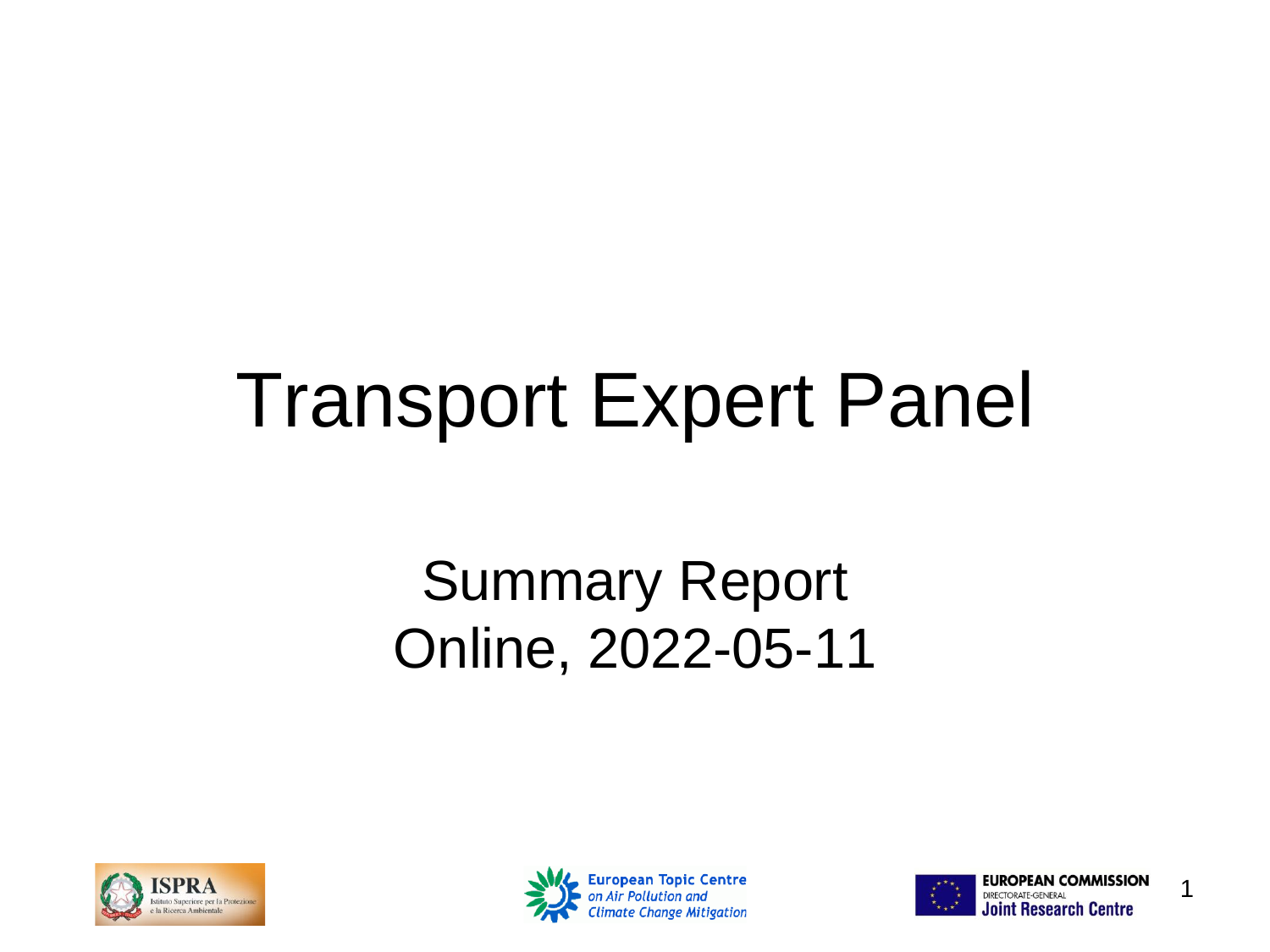# Transport Expert Panel

## Summary Report
## Online, 2022-05-11

ISPRA
Istituto Superiore per la Protezione e la Ricerca Ambientale

European Topic Centre
*on Air Pollution and Climate Change Mitigation*

EUROPEAN COMMISSION
DIRECTORATE-GENERAL
Joint Research Centre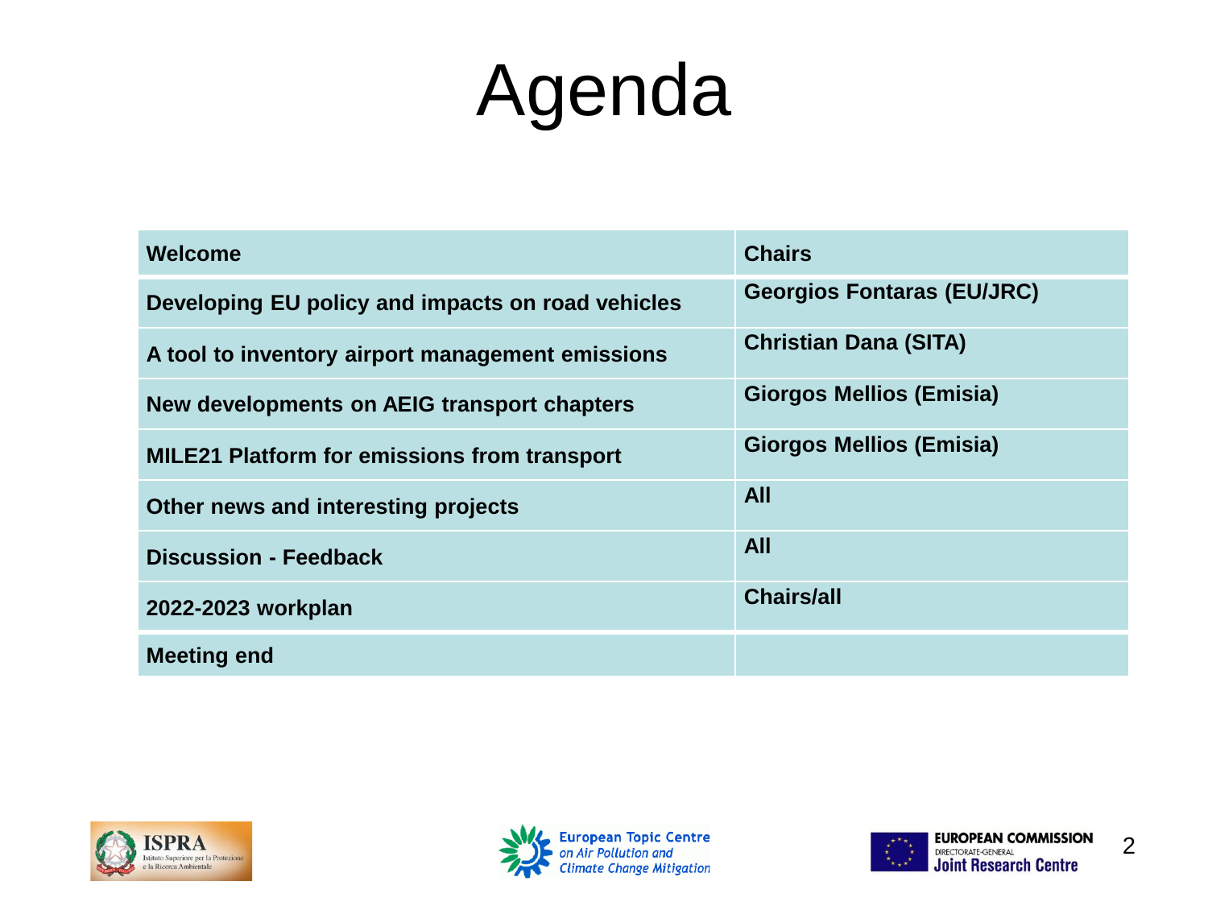# Agenda

| Welcome | Chairs |
| --- | --- |
| Developing EU policy and impacts on road vehicles | Georgios Fontaras (EU/JRC) |
| A tool to inventory airport management emissions | Christian Dana (SITA) |
| New developments on AEIG transport chapters | Giorgos Mellios (Emisia) |
| MILE21 Platform for emissions from transport | Giorgos Mellios (Emisia) |
| Other news and interesting projects | All |
| Discussion - Feedback | All |
| 2022-2023 workplan | Chairs/all |
| Meeting end | |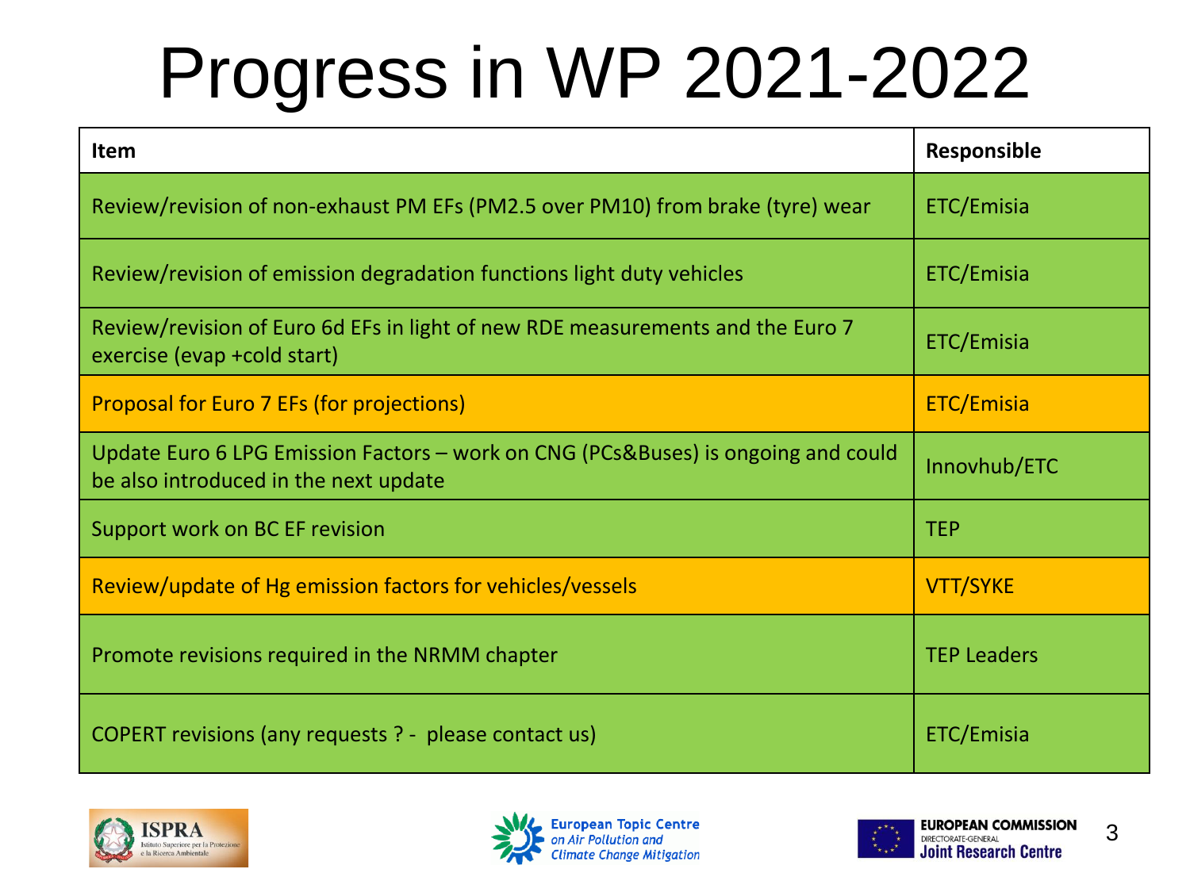# Progress in WP 2021-2022

| Item | Responsible |
|---|---|
| Review/revision of non-exhaust PM EFs (PM2.5 over PM10) from brake (tyre) wear | ETC/Emisia |
| Review/revision of emission degradation functions light duty vehicles | ETC/Emisia |
| Review/revision of Euro 6d EFs in light of new RDE measurements and the Euro 7 exercise (evap +cold start) | ETC/Emisia |
| Proposal for Euro 7 EFs (for projections) | ETC/Emisia |
| Update Euro 6 LPG Emission Factors – work on CNG (PCs&Buses) is ongoing and could be also introduced in the next update | Innovhub/ETC |
| Support work on BC EF revision | TEP |
| Review/update of Hg emission factors for vehicles/vessels | VTT/SYKE |
| Promote revisions required in the NRMM chapter | TEP Leaders |
| COPERT revisions (any requests ? - please contact us) | ETC/Emisia |

ISPRA Istituto Superiore per la Protezione e la Ricerca Ambientale

European Topic Centre on Air Pollution and Climate Change Mitigation

EUROPEAN COMMISSION DIRECTORATE-GENERAL Joint Research Centre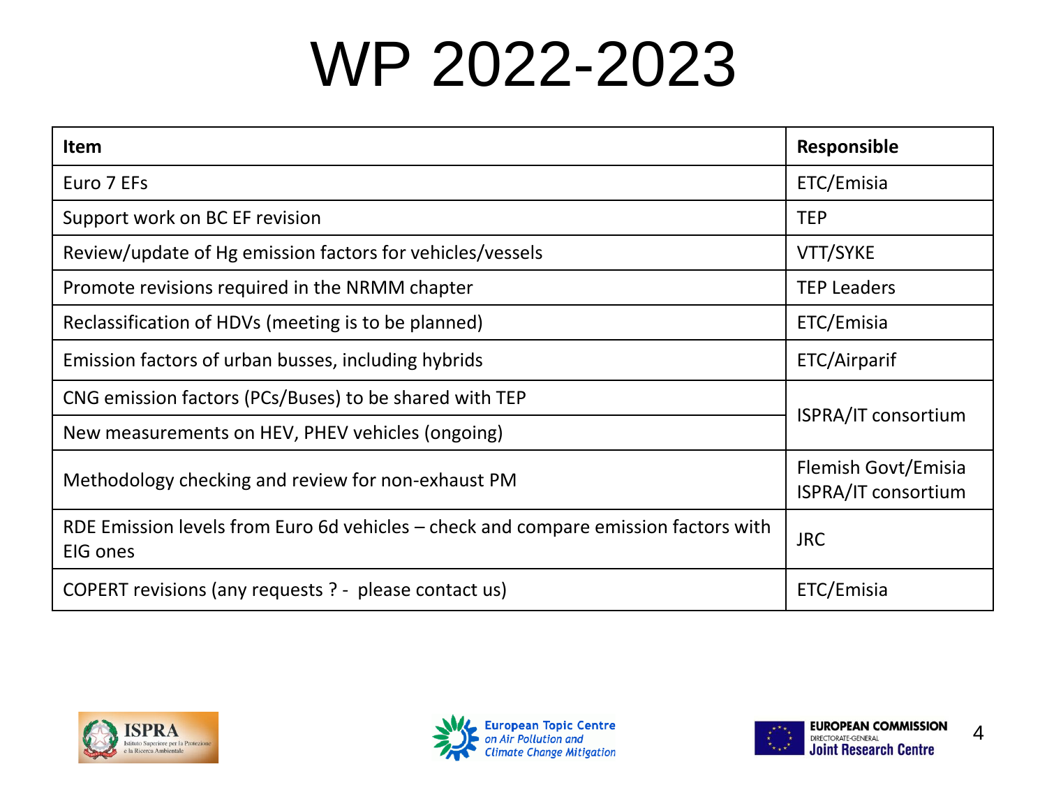# WP 2022-2023

| Item | Responsible |
|---|---|
| Euro 7 EFs | ETC/Emisia |
| Support work on BC EF revision | TEP |
| Review/update of Hg emission factors for vehicles/vessels | VTT/SYKE |
| Promote revisions required in the NRMM chapter | TEP Leaders |
| Reclassification of HDVs (meeting is to be planned) | ETC/Emisia |
| Emission factors of urban busses, including hybrids | ETC/Airparif |
| CNG emission factors (PCs/Buses) to be shared with TEP | ISPRA/IT consortium |
| New measurements on HEV, PHEV vehicles (ongoing) | ISPRA/IT consortium |
| Methodology checking and review for non-exhaust PM | Flemish Govt/Emisia<br>ISPRA/IT consortium |
| RDE Emission levels from Euro 6d vehicles – check and compare emission factors with EIG ones | JRC |
| COPERT revisions (any requests ? - please contact us) | ETC/Emisia |

ISPRA Istituto Superiore per la Protezione e la Ricerca Ambientale

European Topic Centre on Air Pollution and Climate Change Mitigation

EUROPEAN COMMISSION DIRECTORATE-GENERAL Joint Research Centre